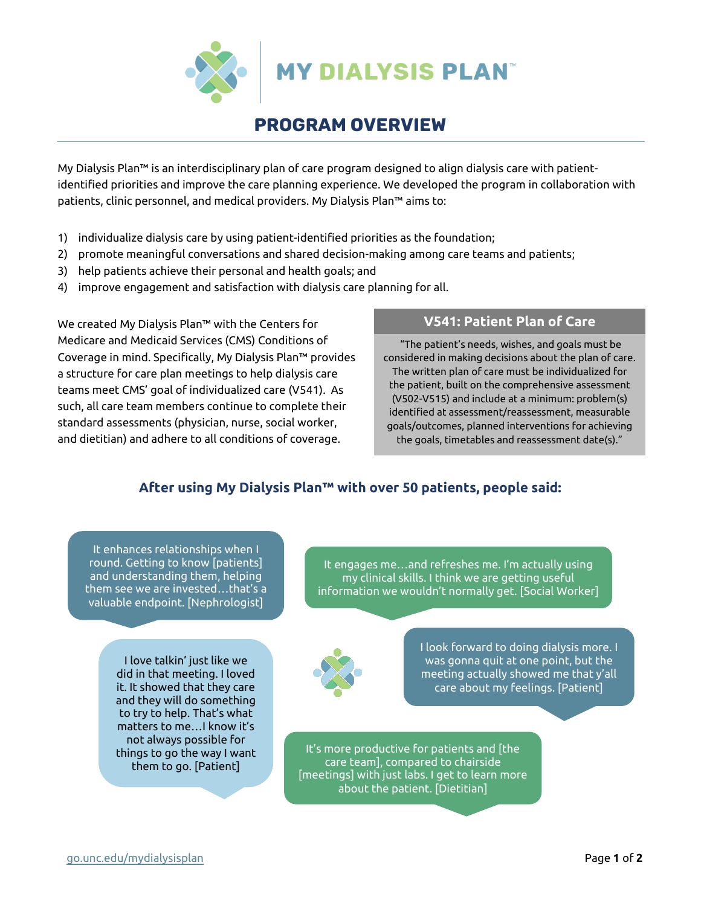# MY DIALYSIS PLAN™

## PROGRAM OVERVIEW

My Dialysis Plan™ is an interdisciplinary plan of care program designed to align dialysis care with patient-identified priorities and improve the care planning experience. We developed the program in collaboration with patients, clinic personnel, and medical providers. My Dialysis Plan™ aims to:

1) individualize dialysis care by using patient-identified priorities as the foundation;
2) promote meaningful conversations and shared decision-making among care teams and patients;
3) help patients achieve their personal and health goals; and
4) improve engagement and satisfaction with dialysis care planning for all.

We created My Dialysis Plan™ with the Centers for Medicare and Medicaid Services (CMS) Conditions of Coverage in mind. Specifically, My Dialysis Plan™ provides a structure for care plan meetings to help dialysis care teams meet CMS' goal of individualized care (V541). As such, all care team members continue to complete their standard assessments (physician, nurse, social worker, and dietitian) and adhere to all conditions of coverage.

### V541: Patient Plan of Care

"The patient's needs, wishes, and goals must be considered in making decisions about the plan of care. The written plan of care must be individualized for the patient, built on the comprehensive assessment (V502-V515) and include at a minimum: problem(s) identified at assessment/reassessment, measurable goals/outcomes, planned interventions for achieving the goals, timetables and reassessment date(s)."

### After using My Dialysis Plan™ with over 50 patients, people said:

It enhances relationships when I round. Getting to know [patients] and understanding them, helping them see we are invested…that's a valuable endpoint. [Nephrologist]

It engages me…and refreshes me. I'm actually using my clinical skills. I think we are getting useful information we wouldn't normally get. [Social Worker]

I love talkin' just like we did in that meeting. I loved it. It showed that they care and they will do something to try to help. That's what matters to me…I know it's not always possible for things to go the way I want them to go. [Patient]

I look forward to doing dialysis more. I was gonna quit at one point, but the meeting actually showed me that y'all care about my feelings. [Patient]

It's more productive for patients and [the care team], compared to chairside [meetings] with just labs. I get to learn more about the patient. [Dietitian]

go.unc.edu/mydialysisplan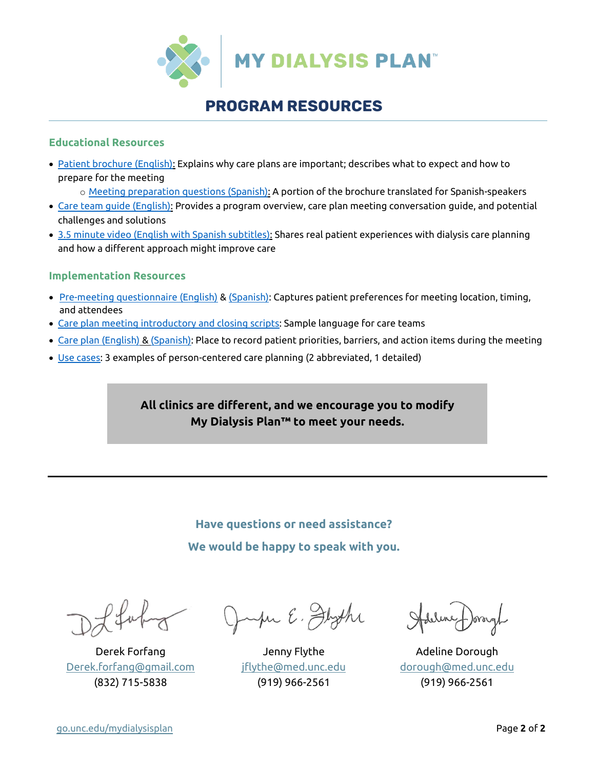MY DIALYSIS PLAN™

# PROGRAM RESOURCES

## Educational Resources

- Patient brochure (English): Explains why care plans are important; describes what to expect and how to prepare for the meeting
  - Meeting preparation questions (Spanish): A portion of the brochure translated for Spanish-speakers
- Care team guide (English): Provides a program overview, care plan meeting conversation guide, and potential challenges and solutions
- 3.5 minute video (English with Spanish subtitles): Shares real patient experiences with dialysis care planning and how a different approach might improve care

## Implementation Resources

- Pre-meeting questionnaire (English) & (Spanish): Captures patient preferences for meeting location, timing, and attendees
- Care plan meeting introductory and closing scripts: Sample language for care teams
- Care plan (English) & (Spanish): Place to record patient priorities, barriers, and action items during the meeting
- Use cases: 3 examples of person-centered care planning (2 abbreviated, 1 detailed)

**All clinics are different, and we encourage you to modify My Dialysis Plan™ to meet your needs.**

---

**Have questions or need assistance?**

**We would be happy to speak with you.**

Derek Forfang
Derek.forfang@gmail.com
(832) 715-5838

Jenny Flythe
jflythe@med.unc.edu
(919) 966-2561

Adeline Dorough
dorough@med.unc.edu
(919) 966-2561

go.unc.edu/mydialysisplan